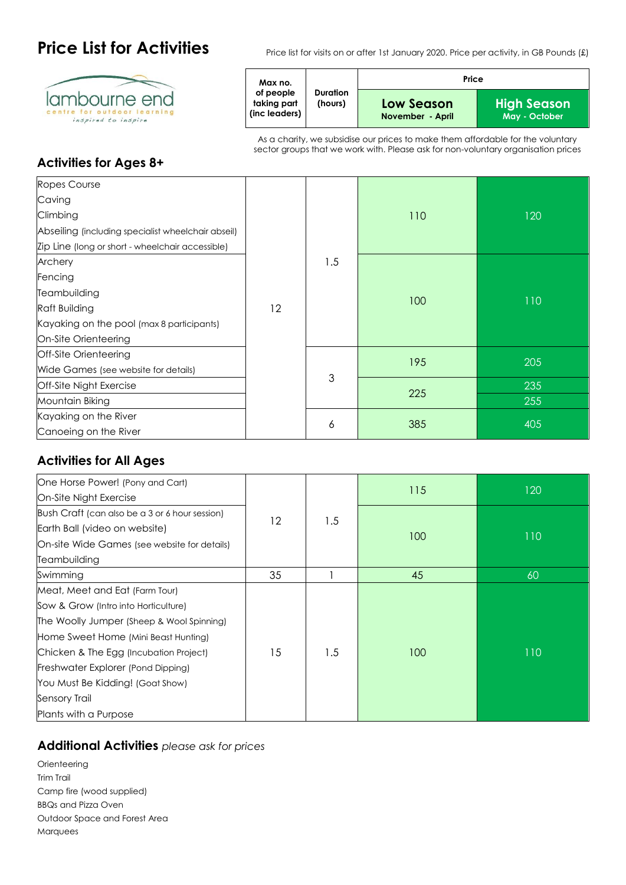# Price List for Activities

Price list for visits on or after 1st January 2020. Price per activity, in GB Pounds (£)

lambourne end
centre for outdoor learning
*inspired to inspire*

As a charity, we subsidise our prices to make them affordable for the voluntary sector groups that we work with. Please ask for non-voluntary organisation prices

## Activities for Ages 8+

| Activity | Max no. of people taking part (inc leaders) | Duration (hours) | Price: Low Season November - April | Price: High Season May - October |
|---|---|---|---|---|
| Ropes Course | 12 | 1.5 | 110 | 120 |
| Caving | 12 | 1.5 | 110 | 120 |
| Climbing | 12 | 1.5 | 110 | 120 |
| Abseiling (including specialist wheelchair abseil) | 12 | 1.5 | 110 | 120 |
| Zip Line (long or short - wheelchair accessible) | 12 | 1.5 | 110 | 120 |
| Archery | 12 | 1.5 | 100 | 110 |
| Fencing | 12 | 1.5 | 100 | 110 |
| Teambuilding | 12 | 1.5 | 100 | 110 |
| Raft Building | 12 | 1.5 | 100 | 110 |
| Kayaking on the pool (max 8 participants) | 12 | 1.5 | 100 | 110 |
| On-Site Orienteering | 12 | 1.5 | 100 | 110 |
| Off-Site Orienteering | 12 | 3 | 195 | 205 |
| Wide Games (see website for details) | 12 | 3 | 195 | 205 |
| Off-Site Night Exercise | 12 | 3 | 225 | 235 |
| Mountain Biking | 12 | 3 | 225 | 255 |
| Kayaking on the River | 12 | 6 | 385 | 405 |
| Canoeing on the River | 12 | 6 | 385 | 405 |

## Activities for All Ages

| Activity | Max no. of people taking part (inc leaders) | Duration (hours) | Price: Low Season November - April | Price: High Season May - October |
|---|---|---|---|---|
| One Horse Power! (Pony and Cart) | 12 | 1.5 | 115 | 120 |
| On-Site Night Exercise | 12 | 1.5 | 115 | 120 |
| Bush Craft (can also be a 3 or 6 hour session) | 12 | 1.5 | 100 | 110 |
| Earth Ball (video on website) | 12 | 1.5 | 100 | 110 |
| On-site Wide Games (see website for details) | 12 | 1.5 | 100 | 110 |
| Teambuilding | 12 | 1.5 | 100 | 110 |
| Swimming | 35 | 1 | 45 | 60 |
| Meat, Meet and Eat (Farm Tour) | 15 | 1.5 | 100 | 110 |
| Sow & Grow (Intro into Horticulture) | 15 | 1.5 | 100 | 110 |
| The Woolly Jumper (Sheep & Wool Spinning) | 15 | 1.5 | 100 | 110 |
| Home Sweet Home (Mini Beast Hunting) | 15 | 1.5 | 100 | 110 |
| Chicken & The Egg (Incubation Project) | 15 | 1.5 | 100 | 110 |
| Freshwater Explorer (Pond Dipping) | 15 | 1.5 | 100 | 110 |
| You Must Be Kidding! (Goat Show) | 15 | 1.5 | 100 | 110 |
| Sensory Trail | 15 | 1.5 | 100 | 110 |
| Plants with a Purpose | 15 | 1.5 | 100 | 110 |

## Additional Activities *please ask for prices*

Orienteering
Trim Trail
Camp fire (wood supplied)
BBQs and Pizza Oven
Outdoor Space and Forest Area
Marquees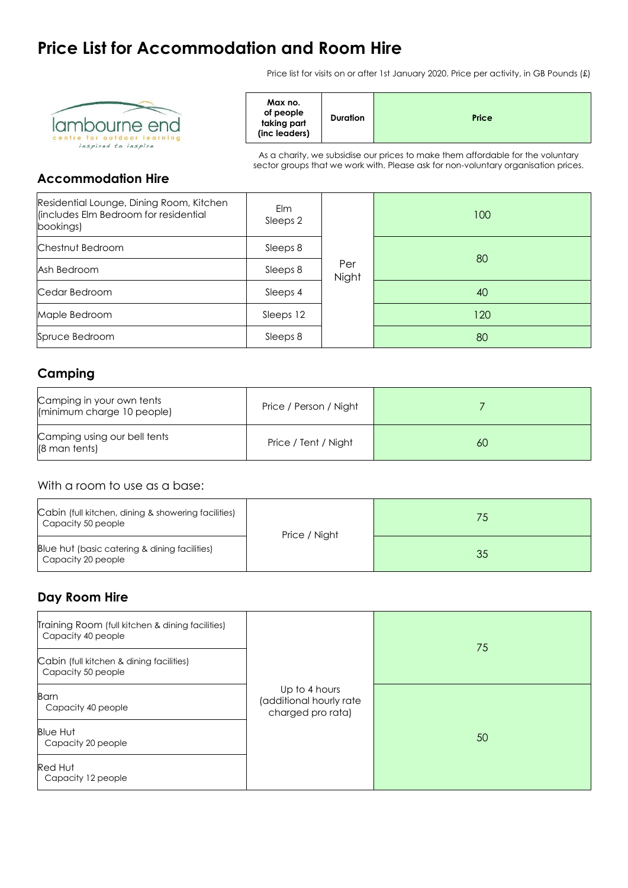# Price List for Accommodation and Room Hire

Price list for visits on or after 1st January 2020. Price per activity, in GB Pounds (£)

lambourne end
centre for outdoor learning
inspired to inspire

| Max no. of people taking part (inc leaders) | Duration | Price |
|---|---|---|

As a charity, we subsidise our prices to make them affordable for the voluntary sector groups that we work with. Please ask for non-voluntary organisation prices.

## Accommodation Hire

| | | | |
|---|---|---|---|
| Residential Lounge, Dining Room, Kitchen (includes Elm Bedroom for residential bookings) | Elm Sleeps 2 | Per Night | 100 |
| Chestnut Bedroom | Sleeps 8 | | 80 |
| Ash Bedroom | Sleeps 8 | | |
| Cedar Bedroom | Sleeps 4 | | 40 |
| Maple Bedroom | Sleeps 12 | | 120 |
| Spruce Bedroom | Sleeps 8 | | 80 |

## Camping

| | | |
|---|---|---|
| Camping in your own tents (minimum charge 10 people) | Price / Person / Night | 7 |
| Camping using our bell tents (8 man tents) | Price / Tent / Night | 60 |

With a room to use as a base:

| | | |
|---|---|---|
| Cabin (full kitchen, dining & showering facilities) Capacity 50 people | Price / Night | 75 |
| Blue hut (basic catering & dining facilities) Capacity 20 people | | 35 |

## Day Room Hire

| | | |
|---|---|---|
| Training Room (full kitchen & dining facilities) Capacity 40 people | Up to 4 hours (additional hourly rate charged pro rata) | 75 |
| Cabin (full kitchen & dining facilities) Capacity 50 people | | |
| Barn Capacity 40 people | | 50 |
| Blue Hut Capacity 20 people | | |
| Red Hut Capacity 12 people | | |